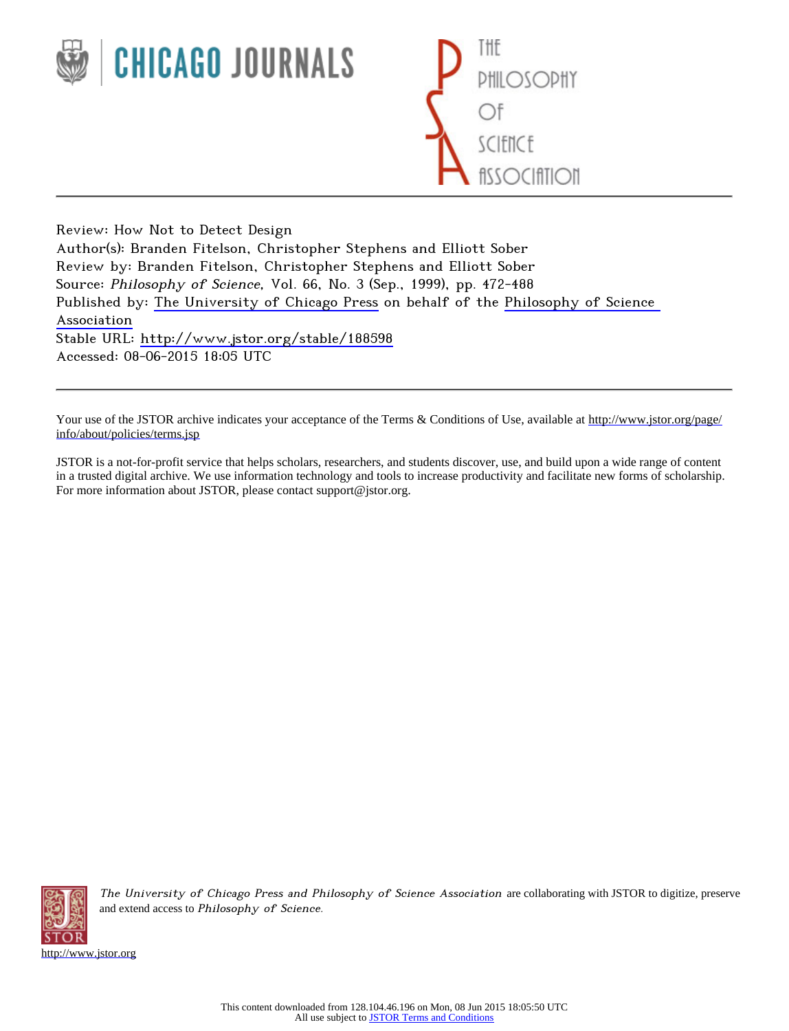CHICAGO JOURNALS

THE PHILOSOPHY OF SCIENCE ASSOCIATION

Review: How Not to Detect Design
Author(s): Branden Fitelson, Christopher Stephens and Elliott Sober
Review by: Branden Fitelson, Christopher Stephens and Elliott Sober
Source: *Philosophy of Science*, Vol. 66, No. 3 (Sep., 1999), pp. 472-488
Published by: The University of Chicago Press on behalf of the Philosophy of Science Association
Stable URL: http://www.jstor.org/stable/188598
Accessed: 08-06-2015 18:05 UTC

Your use of the JSTOR archive indicates your acceptance of the Terms & Conditions of Use, available at http://www.jstor.org/page/info/about/policies/terms.jsp

JSTOR is a not-for-profit service that helps scholars, researchers, and students discover, use, and build upon a wide range of content in a trusted digital archive. We use information technology and tools to increase productivity and facilitate new forms of scholarship. For more information about JSTOR, please contact support@jstor.org.

*The University of Chicago Press and Philosophy of Science Association* are collaborating with JSTOR to digitize, preserve and extend access to *Philosophy of Science.*

http://www.jstor.org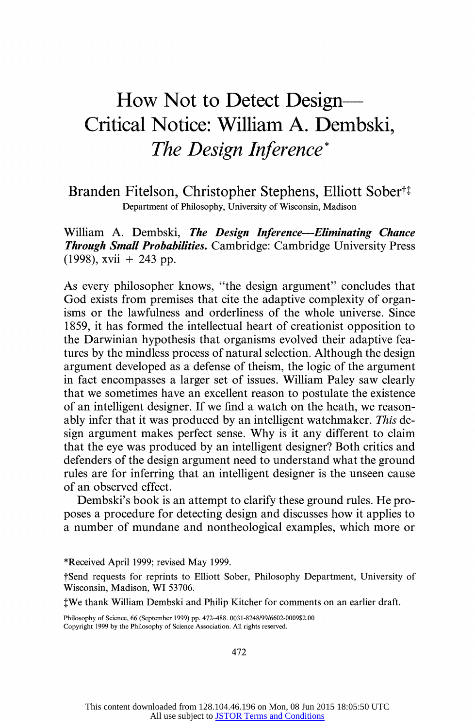# How Not to Detect Design— Critical Notice: William A. Dembski, *The Design Inference*\*

Branden Fitelson, Christopher Stephens, Elliott Sober†‡

Department of Philosophy, University of Wisconsin, Madison

William A. Dembski, ***The Design Inference—Eliminating Chance Through Small Probabilities.*** Cambridge: Cambridge University Press (1998), xvii + 243 pp.

As every philosopher knows, "the design argument" concludes that God exists from premises that cite the adaptive complexity of organisms or the lawfulness and orderliness of the whole universe. Since 1859, it has formed the intellectual heart of creationist opposition to the Darwinian hypothesis that organisms evolved their adaptive features by the mindless process of natural selection. Although the design argument developed as a defense of theism, the logic of the argument in fact encompasses a larger set of issues. William Paley saw clearly that we sometimes have an excellent reason to postulate the existence of an intelligent designer. If we find a watch on the heath, we reasonably infer that it was produced by an intelligent watchmaker. *This* design argument makes perfect sense. Why is it any different to claim that the eye was produced by an intelligent designer? Both critics and defenders of the design argument need to understand what the ground rules are for inferring that an intelligent designer is the unseen cause of an observed effect.

Dembski's book is an attempt to clarify these ground rules. He proposes a procedure for detecting design and discusses how it applies to a number of mundane and nontheological examples, which more or

\*Received April 1999; revised May 1999.

†Send requests for reprints to Elliott Sober, Philosophy Department, University of Wisconsin, Madison, WI 53706.

‡We thank William Dembski and Philip Kitcher for comments on an earlier draft.

Philosophy of Science, 66 (September 1999) pp. 472–488. 0031-8248/99/6602-0009$2.00
Copyright 1999 by the Philosophy of Science Association. All rights reserved.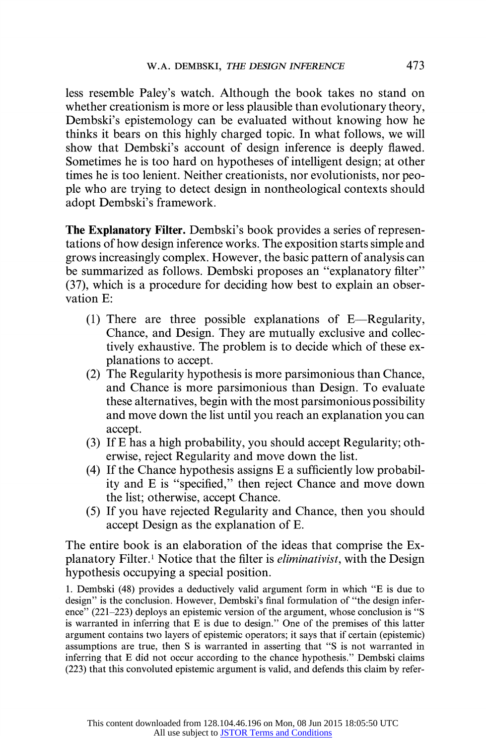less resemble Paley's watch. Although the book takes no stand on whether creationism is more or less plausible than evolutionary theory, Dembski's epistemology can be evaluated without knowing how he thinks it bears on this highly charged topic. In what follows, we will show that Dembski's account of design inference is deeply flawed. Sometimes he is too hard on hypotheses of intelligent design; at other times he is too lenient. Neither creationists, nor evolutionists, nor people who are trying to detect design in nontheological contexts should adopt Dembski's framework.

**The Explanatory Filter.** Dembski's book provides a series of representations of how design inference works. The exposition starts simple and grows increasingly complex. However, the basic pattern of analysis can be summarized as follows. Dembski proposes an "explanatory filter" (37), which is a procedure for deciding how best to explain an observation E:

(1) There are three possible explanations of E—Regularity, Chance, and Design. They are mutually exclusive and collectively exhaustive. The problem is to decide which of these explanations to accept.
(2) The Regularity hypothesis is more parsimonious than Chance, and Chance is more parsimonious than Design. To evaluate these alternatives, begin with the most parsimonious possibility and move down the list until you reach an explanation you can accept.
(3) If E has a high probability, you should accept Regularity; otherwise, reject Regularity and move down the list.
(4) If the Chance hypothesis assigns E a sufficiently low probability and E is "specified," then reject Chance and move down the list; otherwise, accept Chance.
(5) If you have rejected Regularity and Chance, then you should accept Design as the explanation of E.

The entire book is an elaboration of the ideas that comprise the Explanatory Filter.[1] Notice that the filter is *eliminativist*, with the Design hypothesis occupying a special position.

1. Dembski (48) provides a deductively valid argument form in which "E is due to design" is the conclusion. However, Dembski's final formulation of "the design inference" (221–223) deploys an epistemic version of the argument, whose conclusion is "S is warranted in inferring that E is due to design." One of the premises of this latter argument contains two layers of epistemic operators; it says that if certain (epistemic) assumptions are true, then S is warranted in asserting that "S is not warranted in inferring that E did not occur according to the chance hypothesis." Dembski claims (223) that this convoluted epistemic argument is valid, and defends this claim by refer-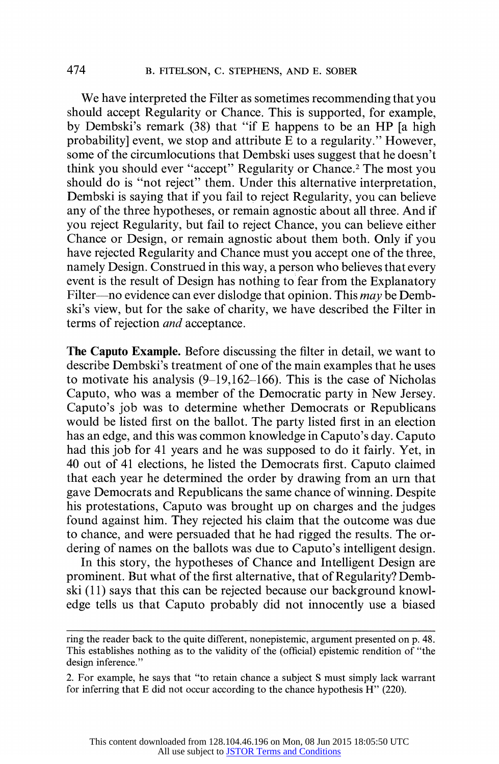We have interpreted the Filter as sometimes recommending that you should accept Regularity or Chance. This is supported, for example, by Dembski's remark (38) that "if E happens to be an HP [a high probability] event, we stop and attribute E to a regularity." However, some of the circumlocutions that Dembski uses suggest that he doesn't think you should ever "accept" Regularity or Chance.[2] The most you should do is "not reject" them. Under this alternative interpretation, Dembski is saying that if you fail to reject Regularity, you can believe any of the three hypotheses, or remain agnostic about all three. And if you reject Regularity, but fail to reject Chance, you can believe either Chance or Design, or remain agnostic about them both. Only if you have rejected Regularity and Chance must you accept one of the three, namely Design. Construed in this way, a person who believes that every event is the result of Design has nothing to fear from the Explanatory Filter—no evidence can ever dislodge that opinion. This *may* be Dembski's view, but for the sake of charity, we have described the Filter in terms of rejection *and* acceptance.

**The Caputo Example.** Before discussing the filter in detail, we want to describe Dembski's treatment of one of the main examples that he uses to motivate his analysis (9–19,162–166). This is the case of Nicholas Caputo, who was a member of the Democratic party in New Jersey. Caputo's job was to determine whether Democrats or Republicans would be listed first on the ballot. The party listed first in an election has an edge, and this was common knowledge in Caputo's day. Caputo had this job for 41 years and he was supposed to do it fairly. Yet, in 40 out of 41 elections, he listed the Democrats first. Caputo claimed that each year he determined the order by drawing from an urn that gave Democrats and Republicans the same chance of winning. Despite his protestations, Caputo was brought up on charges and the judges found against him. They rejected his claim that the outcome was due to chance, and were persuaded that he had rigged the results. The ordering of names on the ballots was due to Caputo's intelligent design.

In this story, the hypotheses of Chance and Intelligent Design are prominent. But what of the first alternative, that of Regularity? Dembski (11) says that this can be rejected because our background knowledge tells us that Caputo probably did not innocently use a biased

---

ring the reader back to the quite different, nonepistemic, argument presented on p. 48. This establishes nothing as to the validity of the (official) epistemic rendition of "the design inference."

2. For example, he says that "to retain chance a subject S must simply lack warrant for inferring that E did not occur according to the chance hypothesis H" (220).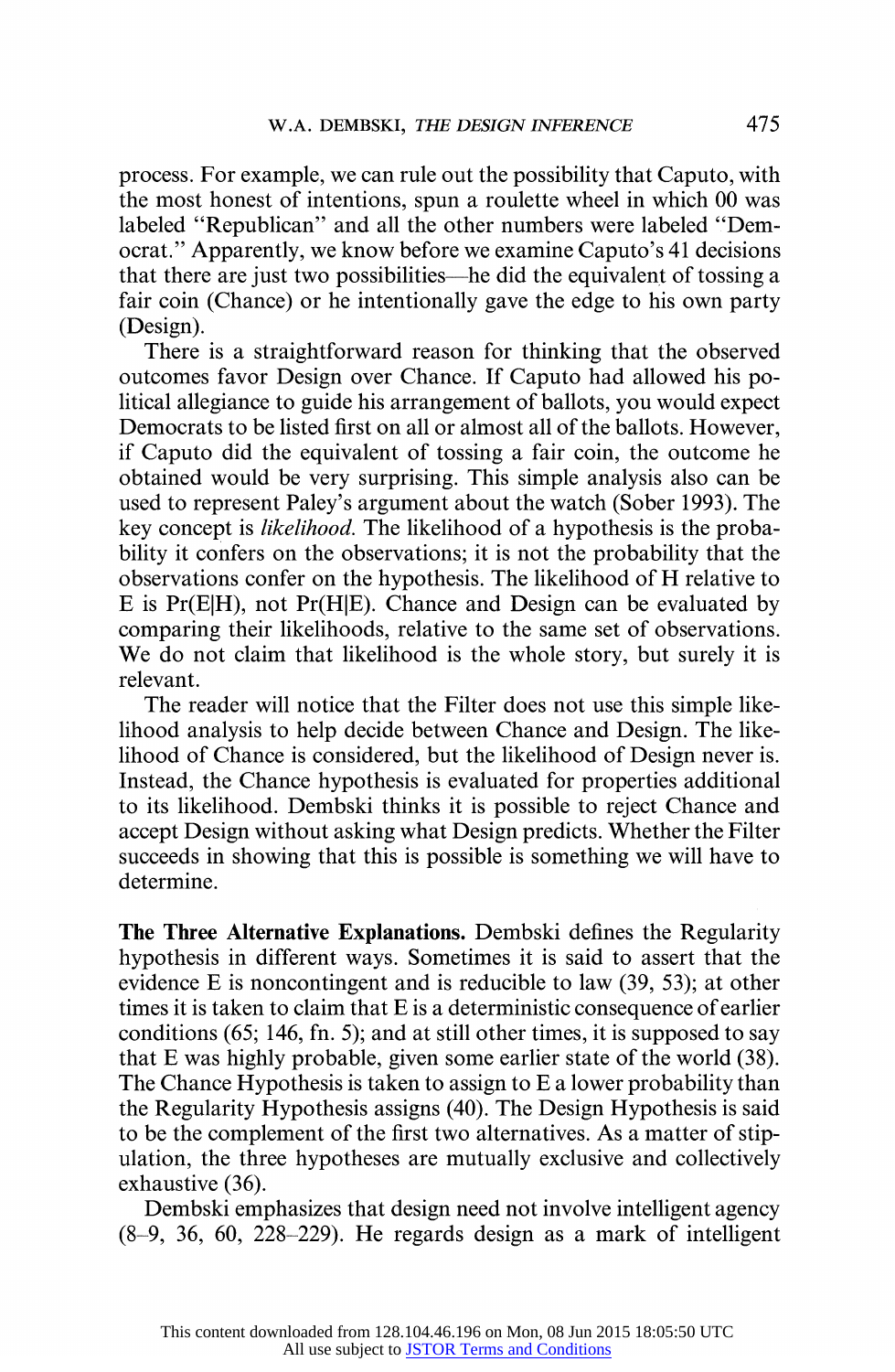process. For example, we can rule out the possibility that Caputo, with the most honest of intentions, spun a roulette wheel in which 00 was labeled "Republican" and all the other numbers were labeled "Democrat." Apparently, we know before we examine Caputo's 41 decisions that there are just two possibilities—he did the equivalent of tossing a fair coin (Chance) or he intentionally gave the edge to his own party (Design).

There is a straightforward reason for thinking that the observed outcomes favor Design over Chance. If Caputo had allowed his political allegiance to guide his arrangement of ballots, you would expect Democrats to be listed first on all or almost all of the ballots. However, if Caputo did the equivalent of tossing a fair coin, the outcome he obtained would be very surprising. This simple analysis also can be used to represent Paley's argument about the watch (Sober 1993). The key concept is *likelihood*. The likelihood of a hypothesis is the probability it confers on the observations; it is not the probability that the observations confer on the hypothesis. The likelihood of H relative to E is Pr(E|H), not Pr(H|E). Chance and Design can be evaluated by comparing their likelihoods, relative to the same set of observations. We do not claim that likelihood is the whole story, but surely it is relevant.

The reader will notice that the Filter does not use this simple likelihood analysis to help decide between Chance and Design. The likelihood of Chance is considered, but the likelihood of Design never is. Instead, the Chance hypothesis is evaluated for properties additional to its likelihood. Dembski thinks it is possible to reject Chance and accept Design without asking what Design predicts. Whether the Filter succeeds in showing that this is possible is something we will have to determine.

**The Three Alternative Explanations.** Dembski defines the Regularity hypothesis in different ways. Sometimes it is said to assert that the evidence E is noncontingent and is reducible to law (39, 53); at other times it is taken to claim that E is a deterministic consequence of earlier conditions (65; 146, fn. 5); and at still other times, it is supposed to say that E was highly probable, given some earlier state of the world (38). The Chance Hypothesis is taken to assign to E a lower probability than the Regularity Hypothesis assigns (40). The Design Hypothesis is said to be the complement of the first two alternatives. As a matter of stipulation, the three hypotheses are mutually exclusive and collectively exhaustive (36).

Dembski emphasizes that design need not involve intelligent agency (8–9, 36, 60, 228–229). He regards design as a mark of intelligent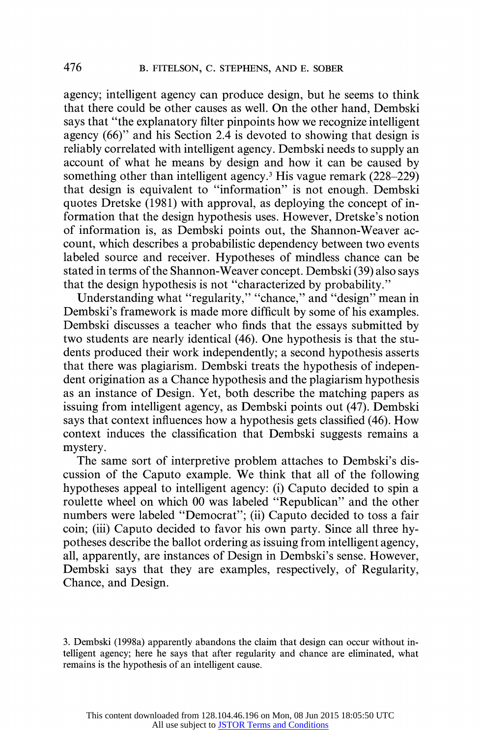agency; intelligent agency can produce design, but he seems to think that there could be other causes as well. On the other hand, Dembski says that "the explanatory filter pinpoints how we recognize intelligent agency (66)" and his Section 2.4 is devoted to showing that design is reliably correlated with intelligent agency. Dembski needs to supply an account of what he means by design and how it can be caused by something other than intelligent agency.[3] His vague remark (228–229) that design is equivalent to "information" is not enough. Dembski quotes Dretske (1981) with approval, as deploying the concept of information that the design hypothesis uses. However, Dretske's notion of information is, as Dembski points out, the Shannon-Weaver account, which describes a probabilistic dependency between two events labeled source and receiver. Hypotheses of mindless chance can be stated in terms of the Shannon-Weaver concept. Dembski (39) also says that the design hypothesis is not "characterized by probability."

Understanding what "regularity," "chance," and "design" mean in Dembski's framework is made more difficult by some of his examples. Dembski discusses a teacher who finds that the essays submitted by two students are nearly identical (46). One hypothesis is that the students produced their work independently; a second hypothesis asserts that there was plagiarism. Dembski treats the hypothesis of independent origination as a Chance hypothesis and the plagiarism hypothesis as an instance of Design. Yet, both describe the matching papers as issuing from intelligent agency, as Dembski points out (47). Dembski says that context influences how a hypothesis gets classified (46). How context induces the classification that Dembski suggests remains a mystery.

The same sort of interpretive problem attaches to Dembski's discussion of the Caputo example. We think that all of the following hypotheses appeal to intelligent agency: (i) Caputo decided to spin a roulette wheel on which 00 was labeled "Republican" and the other numbers were labeled "Democrat"; (ii) Caputo decided to toss a fair coin; (iii) Caputo decided to favor his own party. Since all three hypotheses describe the ballot ordering as issuing from intelligent agency, all, apparently, are instances of Design in Dembski's sense. However, Dembski says that they are examples, respectively, of Regularity, Chance, and Design.

3. Dembski (1998a) apparently abandons the claim that design can occur without intelligent agency; here he says that after regularity and chance are eliminated, what remains is the hypothesis of an intelligent cause.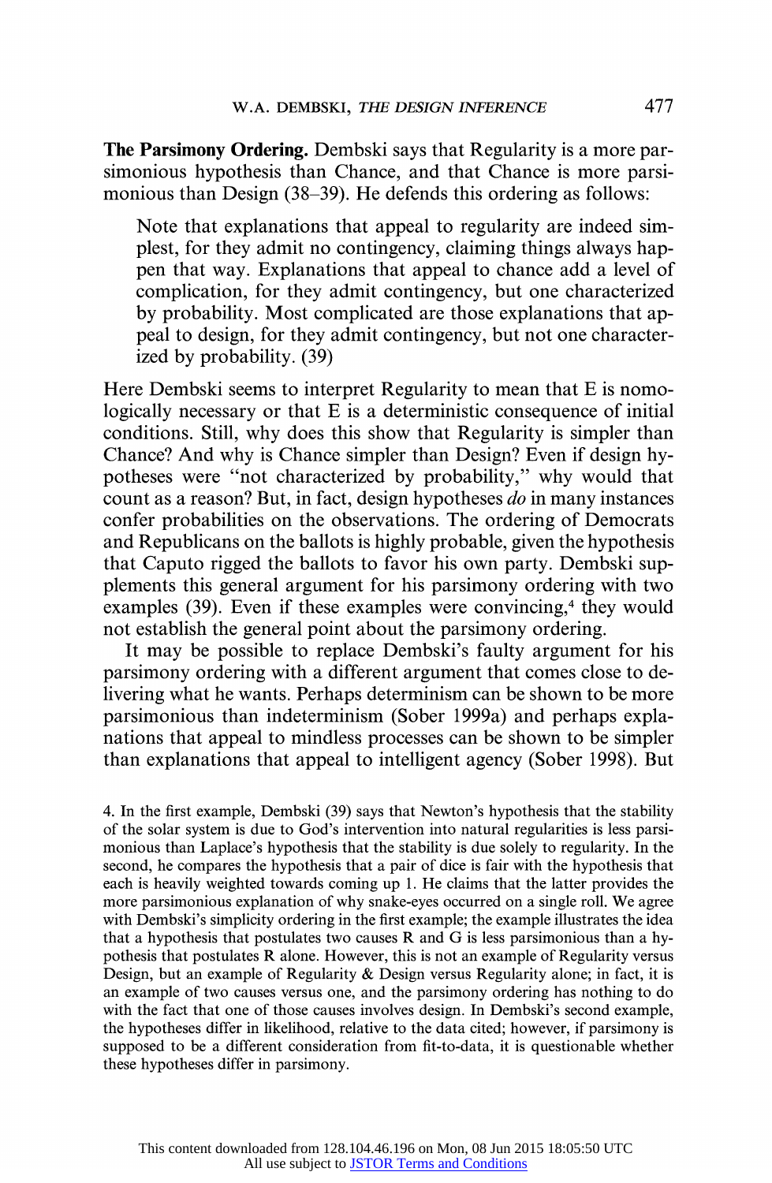**The Parsimony Ordering.** Dembski says that Regularity is a more parsimonious hypothesis than Chance, and that Chance is more parsimonious than Design (38–39). He defends this ordering as follows:

> Note that explanations that appeal to regularity are indeed simplest, for they admit no contingency, claiming things always happen that way. Explanations that appeal to chance add a level of complication, for they admit contingency, but one characterized by probability. Most complicated are those explanations that appeal to design, for they admit contingency, but not one characterized by probability. (39)

Here Dembski seems to interpret Regularity to mean that E is nomologically necessary or that E is a deterministic consequence of initial conditions. Still, why does this show that Regularity is simpler than Chance? And why is Chance simpler than Design? Even if design hypotheses were "not characterized by probability," why would that count as a reason? But, in fact, design hypotheses *do* in many instances confer probabilities on the observations. The ordering of Democrats and Republicans on the ballots is highly probable, given the hypothesis that Caputo rigged the ballots to favor his own party. Dembski supplements this general argument for his parsimony ordering with two examples (39). Even if these examples were convincing,[4] they would not establish the general point about the parsimony ordering.

It may be possible to replace Dembski's faulty argument for his parsimony ordering with a different argument that comes close to delivering what he wants. Perhaps determinism can be shown to be more parsimonious than indeterminism (Sober 1999a) and perhaps explanations that appeal to mindless processes can be shown to be simpler than explanations that appeal to intelligent agency (Sober 1998). But

4. In the first example, Dembski (39) says that Newton's hypothesis that the stability of the solar system is due to God's intervention into natural regularities is less parsimonious than Laplace's hypothesis that the stability is due solely to regularity. In the second, he compares the hypothesis that a pair of dice is fair with the hypothesis that each is heavily weighted towards coming up 1. He claims that the latter provides the more parsimonious explanation of why snake-eyes occurred on a single roll. We agree with Dembski's simplicity ordering in the first example; the example illustrates the idea that a hypothesis that postulates two causes R and G is less parsimonious than a hypothesis that postulates R alone. However, this is not an example of Regularity versus Design, but an example of Regularity & Design versus Regularity alone; in fact, it is an example of two causes versus one, and the parsimony ordering has nothing to do with the fact that one of those causes involves design. In Dembski's second example, the hypotheses differ in likelihood, relative to the data cited; however, if parsimony is supposed to be a different consideration from fit-to-data, it is questionable whether these hypotheses differ in parsimony.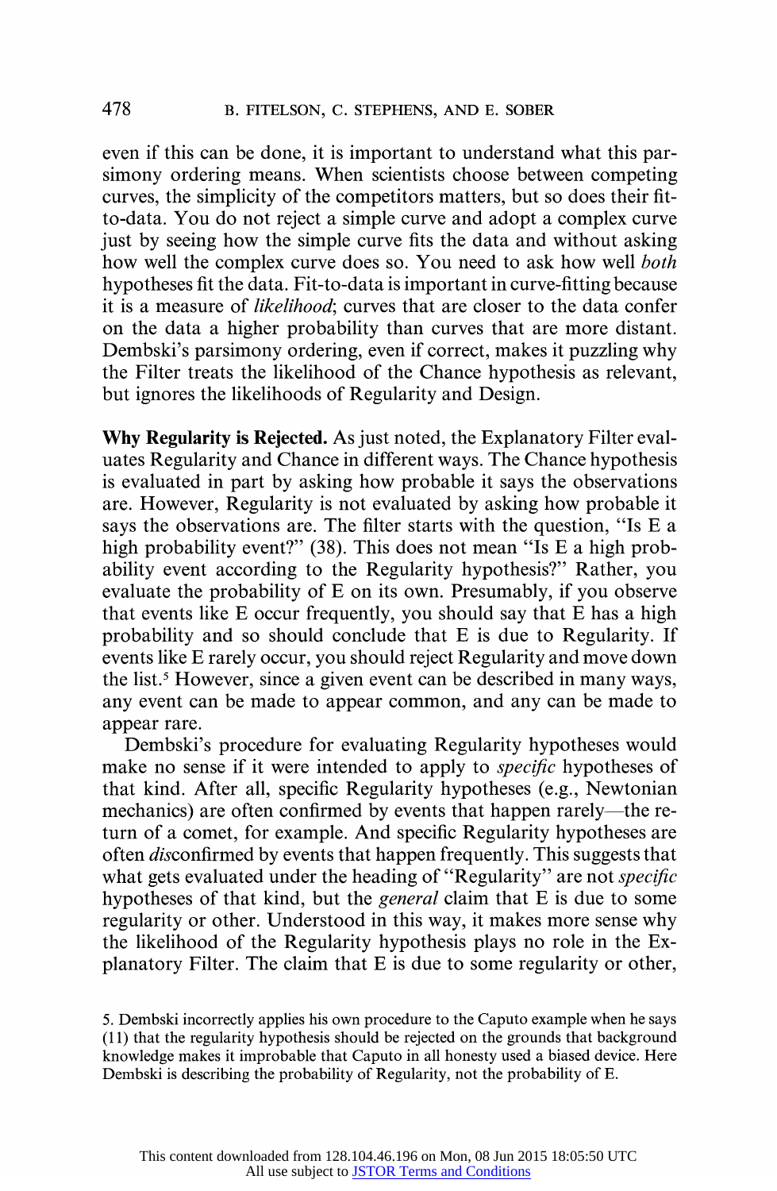even if this can be done, it is important to understand what this parsimony ordering means. When scientists choose between competing curves, the simplicity of the competitors matters, but so does their fit-to-data. You do not reject a simple curve and adopt a complex curve just by seeing how the simple curve fits the data and without asking how well the complex curve does so. You need to ask how well *both* hypotheses fit the data. Fit-to-data is important in curve-fitting because it is a measure of *likelihood*; curves that are closer to the data confer on the data a higher probability than curves that are more distant. Dembski's parsimony ordering, even if correct, makes it puzzling why the Filter treats the likelihood of the Chance hypothesis as relevant, but ignores the likelihoods of Regularity and Design.

**Why Regularity is Rejected.** As just noted, the Explanatory Filter evaluates Regularity and Chance in different ways. The Chance hypothesis is evaluated in part by asking how probable it says the observations are. However, Regularity is not evaluated by asking how probable it says the observations are. The filter starts with the question, "Is E a high probability event?" (38). This does not mean "Is E a high probability event according to the Regularity hypothesis?" Rather, you evaluate the probability of E on its own. Presumably, if you observe that events like E occur frequently, you should say that E has a high probability and so should conclude that E is due to Regularity. If events like E rarely occur, you should reject Regularity and move down the list.[5] However, since a given event can be described in many ways, any event can be made to appear common, and any can be made to appear rare.

Dembski's procedure for evaluating Regularity hypotheses would make no sense if it were intended to apply to *specific* hypotheses of that kind. After all, specific Regularity hypotheses (e.g., Newtonian mechanics) are often confirmed by events that happen rarely—the return of a comet, for example. And specific Regularity hypotheses are often *dis*confirmed by events that happen frequently. This suggests that what gets evaluated under the heading of "Regularity" are not *specific* hypotheses of that kind, but the *general* claim that E is due to some regularity or other. Understood in this way, it makes more sense why the likelihood of the Regularity hypothesis plays no role in the Explanatory Filter. The claim that E is due to some regularity or other,

5. Dembski incorrectly applies his own procedure to the Caputo example when he says (11) that the regularity hypothesis should be rejected on the grounds that background knowledge makes it improbable that Caputo in all honesty used a biased device. Here Dembski is describing the probability of Regularity, not the probability of E.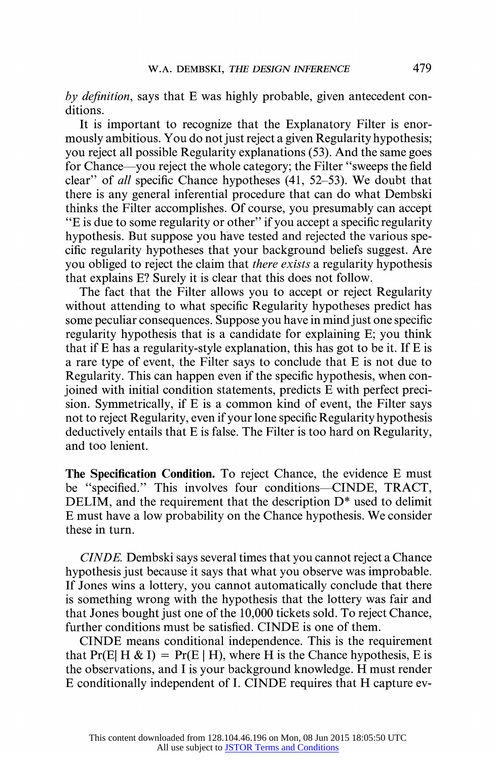*by definition*, says that E was highly probable, given antecedent conditions.

It is important to recognize that the Explanatory Filter is enormously ambitious. You do not just reject a given Regularity hypothesis; you reject all possible Regularity explanations (53). And the same goes for Chance—you reject the whole category; the Filter "sweeps the field clear" of *all* specific Chance hypotheses (41, 52–53). We doubt that there is any general inferential procedure that can do what Dembski thinks the Filter accomplishes. Of course, you presumably can accept "E is due to some regularity or other" if you accept a specific regularity hypothesis. But suppose you have tested and rejected the various specific regularity hypotheses that your background beliefs suggest. Are you obliged to reject the claim that *there exists* a regularity hypothesis that explains E? Surely it is clear that this does not follow.

The fact that the Filter allows you to accept or reject Regularity without attending to what specific Regularity hypotheses predict has some peculiar consequences. Suppose you have in mind just one specific regularity hypothesis that is a candidate for explaining E; you think that if E has a regularity-style explanation, this has got to be it. If E is a rare type of event, the Filter says to conclude that E is not due to Regularity. This can happen even if the specific hypothesis, when conjoined with initial condition statements, predicts E with perfect precision. Symmetrically, if E is a common kind of event, the Filter says not to reject Regularity, even if your lone specific Regularity hypothesis deductively entails that E is false. The Filter is too hard on Regularity, and too lenient.

**The Specification Condition.** To reject Chance, the evidence E must be "specified." This involves four conditions—CINDE, TRACT, DELIM, and the requirement that the description D* used to delimit E must have a low probability on the Chance hypothesis. We consider these in turn.

*CINDE.* Dembski says several times that you cannot reject a Chance hypothesis just because it says that what you observe was improbable. If Jones wins a lottery, you cannot automatically conclude that there is something wrong with the hypothesis that the lottery was fair and that Jones bought just one of the 10,000 tickets sold. To reject Chance, further conditions must be satisfied. CINDE is one of them.

CINDE means conditional independence. This is the requirement that $\Pr(E \mid H \,\&\, I) = \Pr(E \mid H)$, where H is the Chance hypothesis, E is the observations, and I is your background knowledge. H must render E conditionally independent of I. CINDE requires that H capture ev-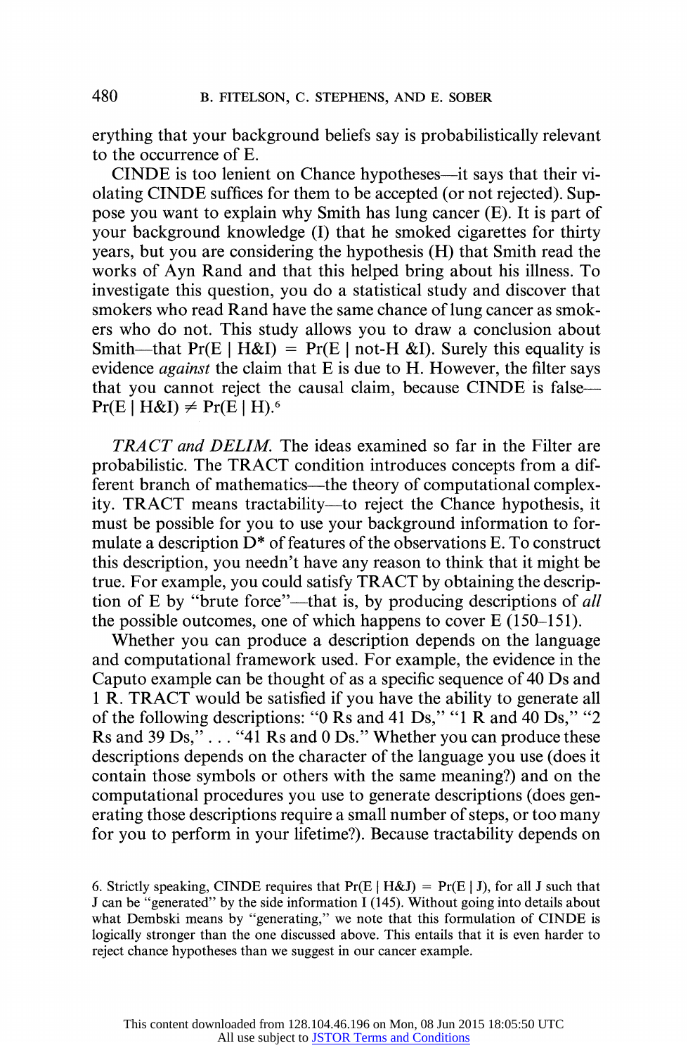erything that your background beliefs say is probabilistically relevant to the occurrence of E.

CINDE is too lenient on Chance hypotheses—it says that their violating CINDE suffices for them to be accepted (or not rejected). Suppose you want to explain why Smith has lung cancer (E). It is part of your background knowledge (I) that he smoked cigarettes for thirty years, but you are considering the hypothesis (H) that Smith read the works of Ayn Rand and that this helped bring about his illness. To investigate this question, you do a statistical study and discover that smokers who read Rand have the same chance of lung cancer as smokers who do not. This study allows you to draw a conclusion about Smith—that $\Pr(E \mid H\&I) = \Pr(E \mid \text{not-}H\,\&I)$. Surely this equality is evidence *against* the claim that E is due to H. However, the filter says that you cannot reject the causal claim, because CINDE is false—$\Pr(E \mid H\&I) \neq \Pr(E \mid H)$.[6]

*TRACT and DELIM.* The ideas examined so far in the Filter are probabilistic. The TRACT condition introduces concepts from a different branch of mathematics—the theory of computational complexity. TRACT means tractability—to reject the Chance hypothesis, it must be possible for you to use your background information to formulate a description D* of features of the observations E. To construct this description, you needn't have any reason to think that it might be true. For example, you could satisfy TRACT by obtaining the description of E by "brute force"—that is, by producing descriptions of *all* the possible outcomes, one of which happens to cover E (150–151).

Whether you can produce a description depends on the language and computational framework used. For example, the evidence in the Caputo example can be thought of as a specific sequence of 40 Ds and 1 R. TRACT would be satisfied if you have the ability to generate all of the following descriptions: "0 Rs and 41 Ds," "1 R and 40 Ds," "2 Rs and 39 Ds," . . . "41 Rs and 0 Ds." Whether you can produce these descriptions depends on the character of the language you use (does it contain those symbols or others with the same meaning?) and on the computational procedures you use to generate descriptions (does generating those descriptions require a small number of steps, or too many for you to perform in your lifetime?). Because tractability depends on

6. Strictly speaking, CINDE requires that $\Pr(E \mid H\&J) = \Pr(E \mid J)$, for all J such that J can be "generated" by the side information I (145). Without going into details about what Dembski means by "generating," we note that this formulation of CINDE is logically stronger than the one discussed above. This entails that it is even harder to reject chance hypotheses than we suggest in our cancer example.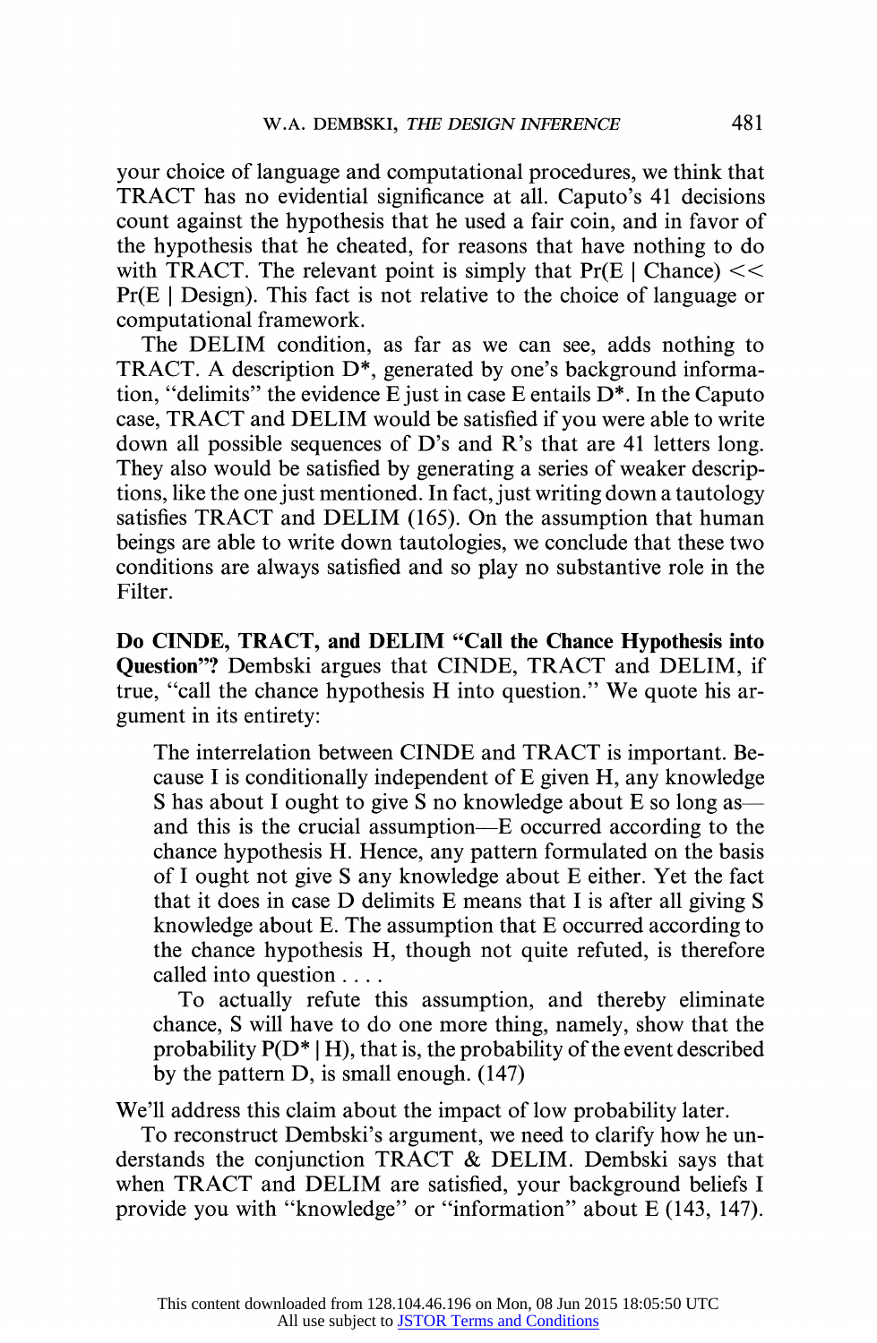your choice of language and computational procedures, we think that TRACT has no evidential significance at all. Caputo's 41 decisions count against the hypothesis that he used a fair coin, and in favor of the hypothesis that he cheated, for reasons that have nothing to do with TRACT. The relevant point is simply that $\Pr(E \mid \text{Chance}) << \Pr(E \mid \text{Design})$. This fact is not relative to the choice of language or computational framework.

The DELIM condition, as far as we can see, adds nothing to TRACT. A description D*, generated by one's background information, "delimits" the evidence E just in case E entails D*. In the Caputo case, TRACT and DELIM would be satisfied if you were able to write down all possible sequences of D's and R's that are 41 letters long. They also would be satisfied by generating a series of weaker descriptions, like the one just mentioned. In fact, just writing down a tautology satisfies TRACT and DELIM (165). On the assumption that human beings are able to write down tautologies, we conclude that these two conditions are always satisfied and so play no substantive role in the Filter.

**Do CINDE, TRACT, and DELIM "Call the Chance Hypothesis into Question"?** Dembski argues that CINDE, TRACT and DELIM, if true, "call the chance hypothesis H into question." We quote his argument in its entirety:

> The interrelation between CINDE and TRACT is important. Because I is conditionally independent of E given H, any knowledge S has about I ought to give S no knowledge about E so long as—and this is the crucial assumption—E occurred according to the chance hypothesis H. Hence, any pattern formulated on the basis of I ought not give S any knowledge about E either. Yet the fact that it does in case D delimits E means that I is after all giving S knowledge about E. The assumption that E occurred according to the chance hypothesis H, though not quite refuted, is therefore called into question . . . .
>
> To actually refute this assumption, and thereby eliminate chance, S will have to do one more thing, namely, show that the probability $P(D^* \mid H)$, that is, the probability of the event described by the pattern D, is small enough. (147)

We'll address this claim about the impact of low probability later.

To reconstruct Dembski's argument, we need to clarify how he understands the conjunction TRACT & DELIM. Dembski says that when TRACT and DELIM are satisfied, your background beliefs I provide you with "knowledge" or "information" about E (143, 147).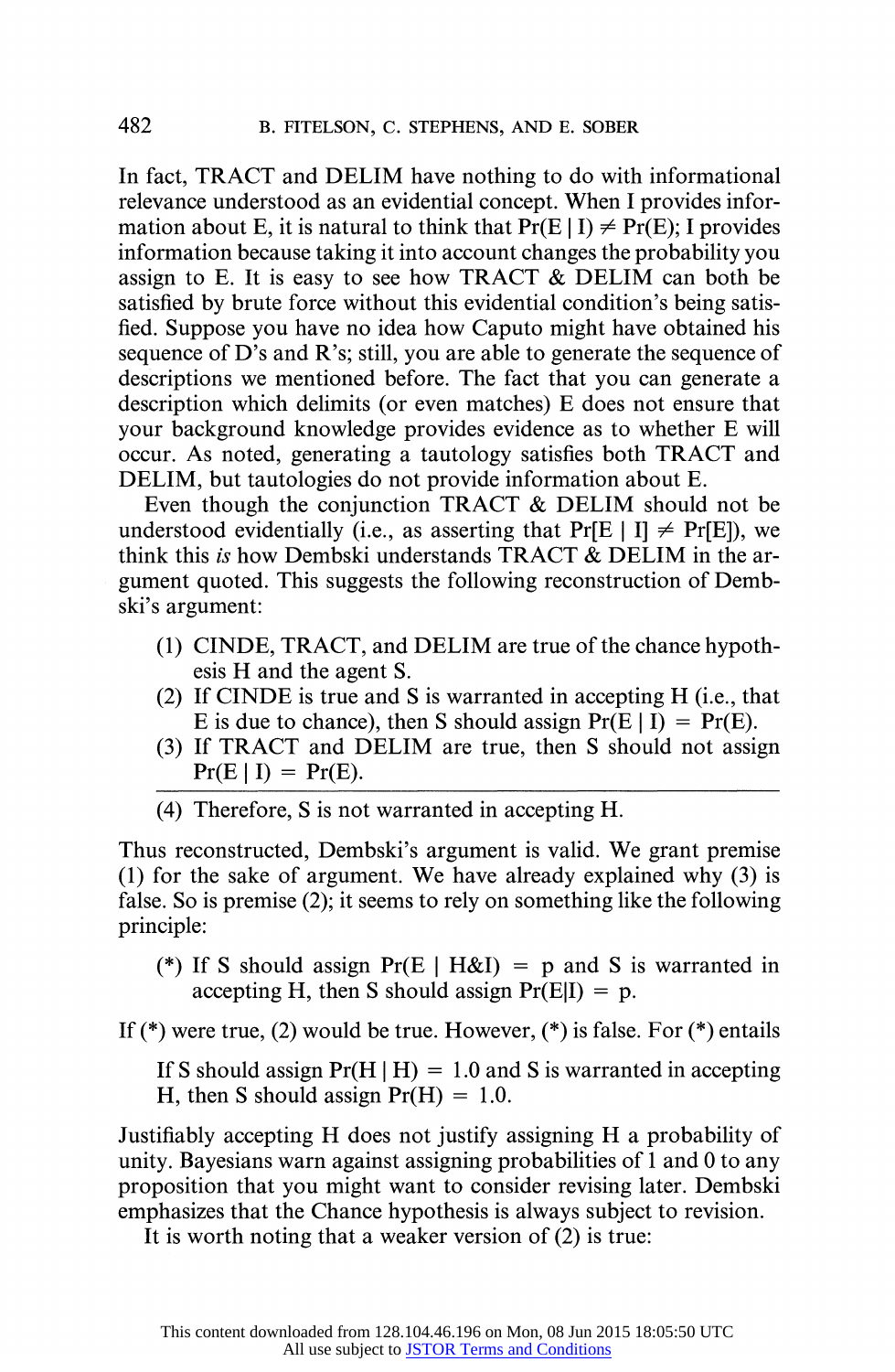In fact, TRACT and DELIM have nothing to do with informational relevance understood as an evidential concept. When I provides information about E, it is natural to think that $\Pr(E \mid I) \neq \Pr(E)$; I provides information because taking it into account changes the probability you assign to E. It is easy to see how TRACT & DELIM can both be satisfied by brute force without this evidential condition's being satisfied. Suppose you have no idea how Caputo might have obtained his sequence of D's and R's; still, you are able to generate the sequence of descriptions we mentioned before. The fact that you can generate a description which delimits (or even matches) E does not ensure that your background knowledge provides evidence as to whether E will occur. As noted, generating a tautology satisfies both TRACT and DELIM, but tautologies do not provide information about E.

Even though the conjunction TRACT & DELIM should not be understood evidentially (i.e., as asserting that $\Pr[E \mid I] \neq \Pr[E]$), we think this *is* how Dembski understands TRACT & DELIM in the argument quoted. This suggests the following reconstruction of Dembski's argument:

(1) CINDE, TRACT, and DELIM are true of the chance hypothesis H and the agent S.

(2) If CINDE is true and S is warranted in accepting H (i.e., that E is due to chance), then S should assign $\Pr(E \mid I) = \Pr(E)$.

(3) If TRACT and DELIM are true, then S should not assign $\Pr(E \mid I) = \Pr(E)$.

---

(4) Therefore, S is not warranted in accepting H.

Thus reconstructed, Dembski's argument is valid. We grant premise (1) for the sake of argument. We have already explained why (3) is false. So is premise (2); it seems to rely on something like the following principle:

(*) If S should assign $\Pr(E \mid H\&I) = p$ and S is warranted in accepting H, then S should assign $\Pr(E|I) = p$.

If (*) were true, (2) would be true. However, (*) is false. For (*) entails

If S should assign $\Pr(H \mid H) = 1.0$ and S is warranted in accepting H, then S should assign $\Pr(H) = 1.0$.

Justifiably accepting H does not justify assigning H a probability of unity. Bayesians warn against assigning probabilities of 1 and 0 to any proposition that you might want to consider revising later. Dembski emphasizes that the Chance hypothesis is always subject to revision.

It is worth noting that a weaker version of (2) is true: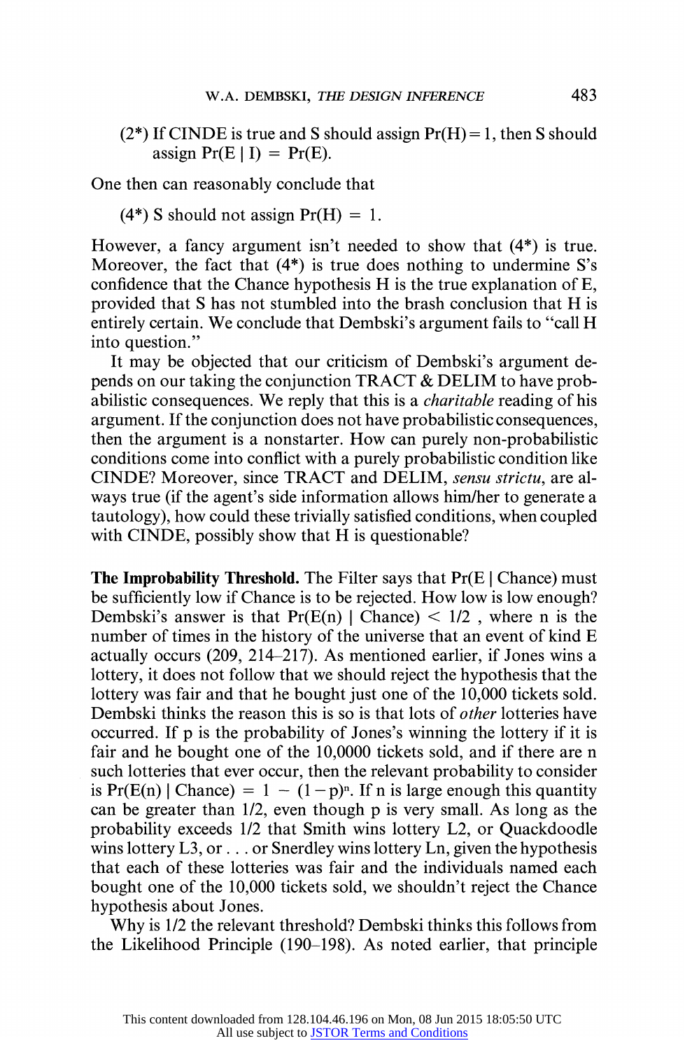(2*) If CINDE is true and S should assign $\Pr(H) = 1$, then S should assign $\Pr(E \mid I) = \Pr(E)$.

One then can reasonably conclude that

(4*) S should not assign $\Pr(H) = 1$.

However, a fancy argument isn't needed to show that (4*) is true. Moreover, the fact that (4*) is true does nothing to undermine S's confidence that the Chance hypothesis H is the true explanation of E, provided that S has not stumbled into the brash conclusion that H is entirely certain. We conclude that Dembski's argument fails to "call H into question."

It may be objected that our criticism of Dembski's argument depends on our taking the conjunction TRACT & DELIM to have probabilistic consequences. We reply that this is a *charitable* reading of his argument. If the conjunction does not have probabilistic consequences, then the argument is a nonstarter. How can purely non-probabilistic conditions come into conflict with a purely probabilistic condition like CINDE? Moreover, since TRACT and DELIM, *sensu strictu*, are always true (if the agent's side information allows him/her to generate a tautology), how could these trivially satisfied conditions, when coupled with CINDE, possibly show that H is questionable?

**The Improbability Threshold.** The Filter says that $\Pr(E \mid \text{Chance})$ must be sufficiently low if Chance is to be rejected. How low is low enough? Dembski's answer is that $\Pr(E(n) \mid \text{Chance}) < 1/2$, where n is the number of times in the history of the universe that an event of kind E actually occurs (209, 214–217). As mentioned earlier, if Jones wins a lottery, it does not follow that we should reject the hypothesis that the lottery was fair and that he bought just one of the 10,000 tickets sold. Dembski thinks the reason this is so is that lots of *other* lotteries have occurred. If p is the probability of Jones's winning the lottery if it is fair and he bought one of the 10,0000 tickets sold, and if there are n such lotteries that ever occur, then the relevant probability to consider is $\Pr(E(n) \mid \text{Chance}) = 1 - (1-p)^n$. If n is large enough this quantity can be greater than 1/2, even though p is very small. As long as the probability exceeds 1/2 that Smith wins lottery L2, or Quackdoodle wins lottery L3, or . . . or Snerdley wins lottery Ln, given the hypothesis that each of these lotteries was fair and the individuals named each bought one of the 10,000 tickets sold, we shouldn't reject the Chance hypothesis about Jones.

Why is 1/2 the relevant threshold? Dembski thinks this follows from the Likelihood Principle (190–198). As noted earlier, that principle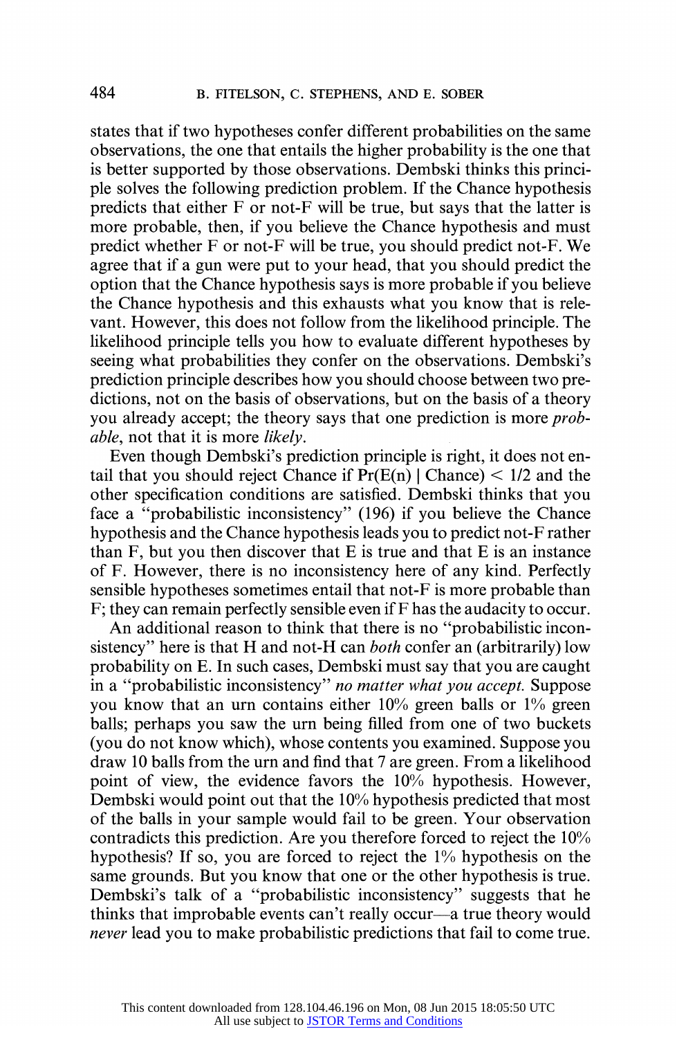states that if two hypotheses confer different probabilities on the same observations, the one that entails the higher probability is the one that is better supported by those observations. Dembski thinks this principle solves the following prediction problem. If the Chance hypothesis predicts that either F or not-F will be true, but says that the latter is more probable, then, if you believe the Chance hypothesis and must predict whether F or not-F will be true, you should predict not-F. We agree that if a gun were put to your head, that you should predict the option that the Chance hypothesis says is more probable if you believe the Chance hypothesis and this exhausts what you know that is relevant. However, this does not follow from the likelihood principle. The likelihood principle tells you how to evaluate different hypotheses by seeing what probabilities they confer on the observations. Dembski's prediction principle describes how you should choose between two predictions, not on the basis of observations, but on the basis of a theory you already accept; the theory says that one prediction is more *probable*, not that it is more *likely*.

Even though Dembski's prediction principle is right, it does not entail that you should reject Chance if $\Pr(E(n) \mid \text{Chance}) < 1/2$ and the other specification conditions are satisfied. Dembski thinks that you face a "probabilistic inconsistency" (196) if you believe the Chance hypothesis and the Chance hypothesis leads you to predict not-F rather than F, but you then discover that E is true and that E is an instance of F. However, there is no inconsistency here of any kind. Perfectly sensible hypotheses sometimes entail that not-F is more probable than F; they can remain perfectly sensible even if F has the audacity to occur.

An additional reason to think that there is no "probabilistic inconsistency" here is that H and not-H can *both* confer an (arbitrarily) low probability on E. In such cases, Dembski must say that you are caught in a "probabilistic inconsistency" *no matter what you accept.* Suppose you know that an urn contains either 10% green balls or 1% green balls; perhaps you saw the urn being filled from one of two buckets (you do not know which), whose contents you examined. Suppose you draw 10 balls from the urn and find that 7 are green. From a likelihood point of view, the evidence favors the 10% hypothesis. However, Dembski would point out that the 10% hypothesis predicted that most of the balls in your sample would fail to be green. Your observation contradicts this prediction. Are you therefore forced to reject the 10% hypothesis? If so, you are forced to reject the 1% hypothesis on the same grounds. But you know that one or the other hypothesis is true. Dembski's talk of a "probabilistic inconsistency" suggests that he thinks that improbable events can't really occur—a true theory would *never* lead you to make probabilistic predictions that fail to come true.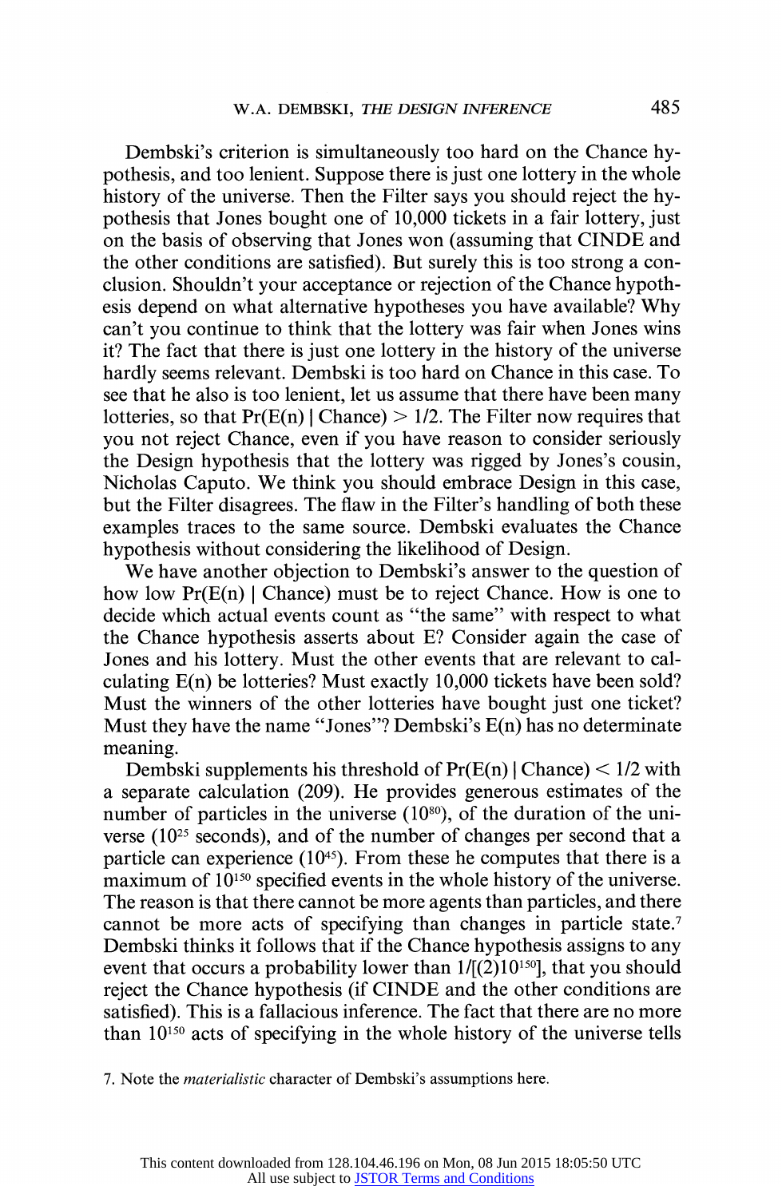Dembski's criterion is simultaneously too hard on the Chance hypothesis, and too lenient. Suppose there is just one lottery in the whole history of the universe. Then the Filter says you should reject the hypothesis that Jones bought one of 10,000 tickets in a fair lottery, just on the basis of observing that Jones won (assuming that CINDE and the other conditions are satisfied). But surely this is too strong a conclusion. Shouldn't your acceptance or rejection of the Chance hypothesis depend on what alternative hypotheses you have available? Why can't you continue to think that the lottery was fair when Jones wins it? The fact that there is just one lottery in the history of the universe hardly seems relevant. Dembski is too hard on Chance in this case. To see that he also is too lenient, let us assume that there have been many lotteries, so that $\Pr(E(n) \mid \text{Chance}) > 1/2$. The Filter now requires that you not reject Chance, even if you have reason to consider seriously the Design hypothesis that the lottery was rigged by Jones's cousin, Nicholas Caputo. We think you should embrace Design in this case, but the Filter disagrees. The flaw in the Filter's handling of both these examples traces to the same source. Dembski evaluates the Chance hypothesis without considering the likelihood of Design.

We have another objection to Dembski's answer to the question of how low $\Pr(E(n) \mid \text{Chance})$ must be to reject Chance. How is one to decide which actual events count as "the same" with respect to what the Chance hypothesis asserts about E? Consider again the case of Jones and his lottery. Must the other events that are relevant to calculating E(n) be lotteries? Must exactly 10,000 tickets have been sold? Must the winners of the other lotteries have bought just one ticket? Must they have the name "Jones"? Dembski's E(n) has no determinate meaning.

Dembski supplements his threshold of $\Pr(E(n) \mid \text{Chance}) < 1/2$ with a separate calculation (209). He provides generous estimates of the number of particles in the universe ($10^{80}$), of the duration of the universe ($10^{25}$ seconds), and of the number of changes per second that a particle can experience ($10^{45}$). From these he computes that there is a maximum of $10^{150}$ specified events in the whole history of the universe. The reason is that there cannot be more agents than particles, and there cannot be more acts of specifying than changes in particle state.[7] Dembski thinks it follows that if the Chance hypothesis assigns to any event that occurs a probability lower than $1/[(2)10^{150}]$, that you should reject the Chance hypothesis (if CINDE and the other conditions are satisfied). This is a fallacious inference. The fact that there are no more than $10^{150}$ acts of specifying in the whole history of the universe tells

7. Note the *materialistic* character of Dembski's assumptions here.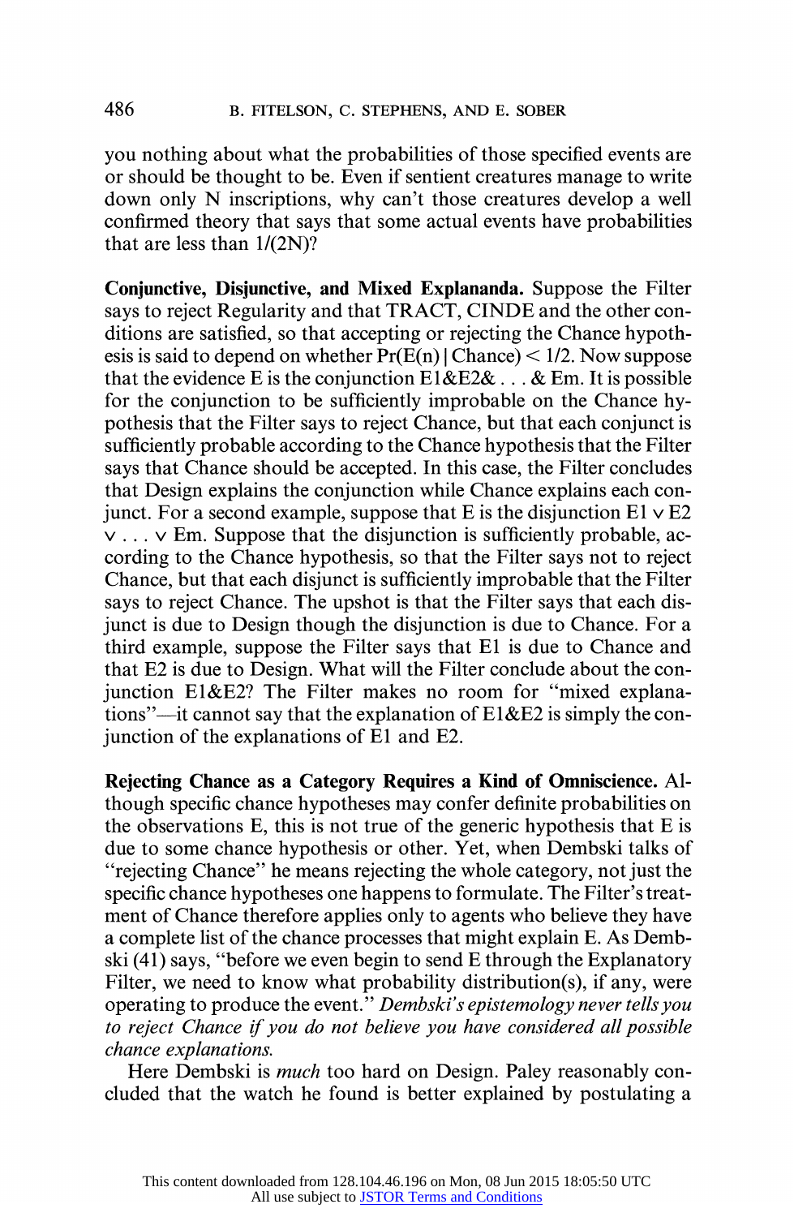you nothing about what the probabilities of those specified events are or should be thought to be. Even if sentient creatures manage to write down only N inscriptions, why can't those creatures develop a well confirmed theory that says that some actual events have probabilities that are less than $1/(2N)$?

**Conjunctive, Disjunctive, and Mixed Explananda.** Suppose the Filter says to reject Regularity and that TRACT, CINDE and the other conditions are satisfied, so that accepting or rejecting the Chance hypothesis is said to depend on whether $Pr(E(n) \mid Chance) < 1/2$. Now suppose that the evidence E is the conjunction $E1\&E2\& \ldots \& Em$. It is possible for the conjunction to be sufficiently improbable on the Chance hypothesis that the Filter says to reject Chance, but that each conjunct is sufficiently probable according to the Chance hypothesis that the Filter says that Chance should be accepted. In this case, the Filter concludes that Design explains the conjunction while Chance explains each conjunct. For a second example, suppose that E is the disjunction $E1 \vee E2 \vee \ldots \vee Em$. Suppose that the disjunction is sufficiently probable, according to the Chance hypothesis, so that the Filter says not to reject Chance, but that each disjunct is sufficiently improbable that the Filter says to reject Chance. The upshot is that the Filter says that each disjunct is due to Design though the disjunction is due to Chance. For a third example, suppose the Filter says that E1 is due to Chance and that E2 is due to Design. What will the Filter conclude about the conjunction E1&E2? The Filter makes no room for "mixed explanations"—it cannot say that the explanation of E1&E2 is simply the conjunction of the explanations of E1 and E2.

**Rejecting Chance as a Category Requires a Kind of Omniscience.** Although specific chance hypotheses may confer definite probabilities on the observations E, this is not true of the generic hypothesis that E is due to some chance hypothesis or other. Yet, when Dembski talks of "rejecting Chance" he means rejecting the whole category, not just the specific chance hypotheses one happens to formulate. The Filter's treatment of Chance therefore applies only to agents who believe they have a complete list of the chance processes that might explain E. As Dembski (41) says, "before we even begin to send E through the Explanatory Filter, we need to know what probability distribution(s), if any, were operating to produce the event." *Dembski's epistemology never tells you to reject Chance if you do not believe you have considered all possible chance explanations.*

Here Dembski is *much* too hard on Design. Paley reasonably concluded that the watch he found is better explained by postulating a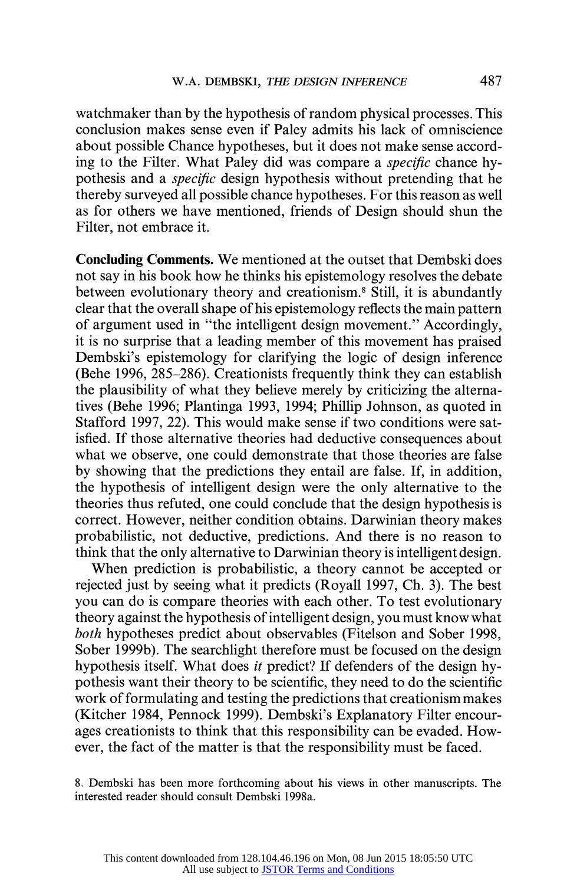watchmaker than by the hypothesis of random physical processes. This conclusion makes sense even if Paley admits his lack of omniscience about possible Chance hypotheses, but it does not make sense according to the Filter. What Paley did was compare a *specific* chance hypothesis and a *specific* design hypothesis without pretending that he thereby surveyed all possible chance hypotheses. For this reason as well as for others we have mentioned, friends of Design should shun the Filter, not embrace it.

**Concluding Comments.** We mentioned at the outset that Dembski does not say in his book how he thinks his epistemology resolves the debate between evolutionary theory and creationism.[8] Still, it is abundantly clear that the overall shape of his epistemology reflects the main pattern of argument used in "the intelligent design movement." Accordingly, it is no surprise that a leading member of this movement has praised Dembski's epistemology for clarifying the logic of design inference (Behe 1996, 285–286). Creationists frequently think they can establish the plausibility of what they believe merely by criticizing the alternatives (Behe 1996; Plantinga 1993, 1994; Phillip Johnson, as quoted in Stafford 1997, 22). This would make sense if two conditions were satisfied. If those alternative theories had deductive consequences about what we observe, one could demonstrate that those theories are false by showing that the predictions they entail are false. If, in addition, the hypothesis of intelligent design were the only alternative to the theories thus refuted, one could conclude that the design hypothesis is correct. However, neither condition obtains. Darwinian theory makes probabilistic, not deductive, predictions. And there is no reason to think that the only alternative to Darwinian theory is intelligent design.

When prediction is probabilistic, a theory cannot be accepted or rejected just by seeing what it predicts (Royall 1997, Ch. 3). The best you can do is compare theories with each other. To test evolutionary theory against the hypothesis of intelligent design, you must know what *both* hypotheses predict about observables (Fitelson and Sober 1998, Sober 1999b). The searchlight therefore must be focused on the design hypothesis itself. What does *it* predict? If defenders of the design hypothesis want their theory to be scientific, they need to do the scientific work of formulating and testing the predictions that creationism makes (Kitcher 1984, Pennock 1999). Dembski's Explanatory Filter encourages creationists to think that this responsibility can be evaded. However, the fact of the matter is that the responsibility must be faced.

8. Dembski has been more forthcoming about his views in other manuscripts. The interested reader should consult Dembski 1998a.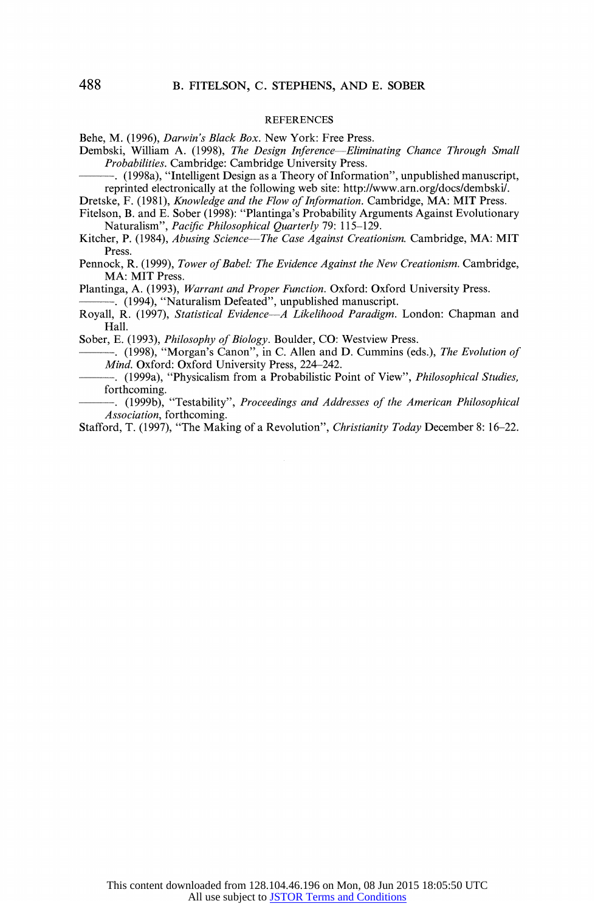## REFERENCES

Behe, M. (1996), *Darwin's Black Box*. New York: Free Press.

Dembski, William A. (1998), *The Design Inference—Eliminating Chance Through Small Probabilities*. Cambridge: Cambridge University Press.

———. (1998a), "Intelligent Design as a Theory of Information", unpublished manuscript, reprinted electronically at the following web site: http://www.arn.org/docs/dembski/.

Dretske, F. (1981), *Knowledge and the Flow of Information*. Cambridge, MA: MIT Press.

Fitelson, B. and E. Sober (1998): "Plantinga's Probability Arguments Against Evolutionary Naturalism", *Pacific Philosophical Quarterly* 79: 115–129.

Kitcher, P. (1984), *Abusing Science—The Case Against Creationism*. Cambridge, MA: MIT Press.

Pennock, R. (1999), *Tower of Babel: The Evidence Against the New Creationism*. Cambridge, MA: MIT Press.

Plantinga, A. (1993), *Warrant and Proper Function*. Oxford: Oxford University Press.

———. (1994), "Naturalism Defeated", unpublished manuscript.

Royall, R. (1997), *Statistical Evidence—A Likelihood Paradigm*. London: Chapman and Hall.

Sober, E. (1993), *Philosophy of Biology*. Boulder, CO: Westview Press.

———. (1998), "Morgan's Canon", in C. Allen and D. Cummins (eds.), *The Evolution of Mind*. Oxford: Oxford University Press, 224–242.

———. (1999a), "Physicalism from a Probabilistic Point of View", *Philosophical Studies*, forthcoming.

———. (1999b), "Testability", *Proceedings and Addresses of the American Philosophical Association*, forthcoming.

Stafford, T. (1997), "The Making of a Revolution", *Christianity Today* December 8: 16–22.